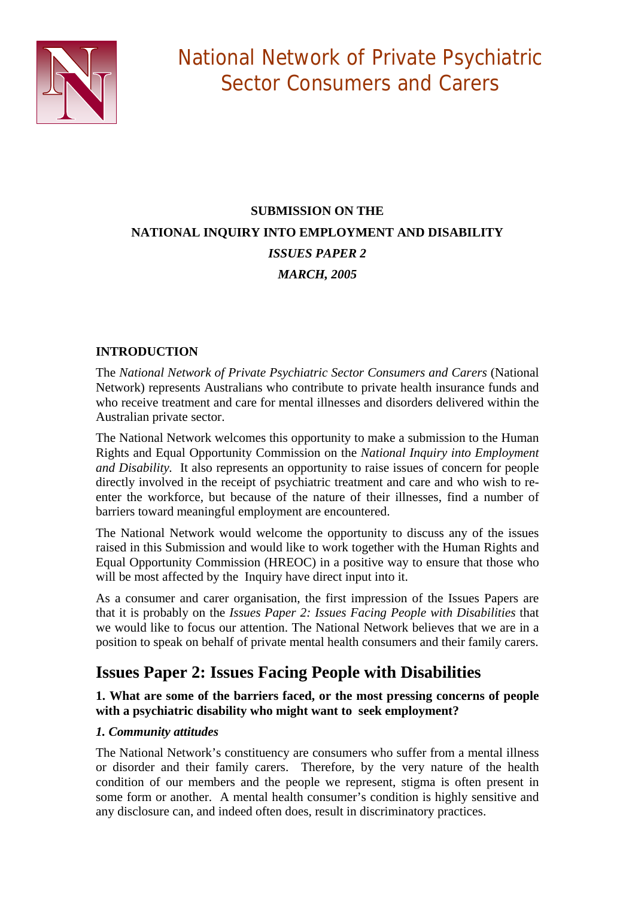# National Network of Private Psychiatric Sector Consumers and Carers

**SUBMISSION ON THE**

**NATIONAL INQUIRY INTO EMPLOYMENT AND DISABILITY**

***ISSUES PAPER 2***

***MARCH, 2005***

**INTRODUCTION**

The *National Network of Private Psychiatric Sector Consumers and Carers* (National Network) represents Australians who contribute to private health insurance funds and who receive treatment and care for mental illnesses and disorders delivered within the Australian private sector.

The National Network welcomes this opportunity to make a submission to the Human Rights and Equal Opportunity Commission on the *National Inquiry into Employment and Disability.* It also represents an opportunity to raise issues of concern for people directly involved in the receipt of psychiatric treatment and care and who wish to re-enter the workforce, but because of the nature of their illnesses, find a number of barriers toward meaningful employment are encountered.

The National Network would welcome the opportunity to discuss any of the issues raised in this Submission and would like to work together with the Human Rights and Equal Opportunity Commission (HREOC) in a positive way to ensure that those who will be most affected by the Inquiry have direct input into it.

As a consumer and carer organisation, the first impression of the Issues Papers are that it is probably on the *Issues Paper 2: Issues Facing People with Disabilities* that we would like to focus our attention. The National Network believes that we are in a position to speak on behalf of private mental health consumers and their family carers.

## Issues Paper 2: Issues Facing People with Disabilities

**1. What are some of the barriers faced, or the most pressing concerns of people with a psychiatric disability who might want to seek employment?**

***1. Community attitudes***

The National Network's constituency are consumers who suffer from a mental illness or disorder and their family carers. Therefore, by the very nature of the health condition of our members and the people we represent, stigma is often present in some form or another. A mental health consumer's condition is highly sensitive and any disclosure can, and indeed often does, result in discriminatory practices.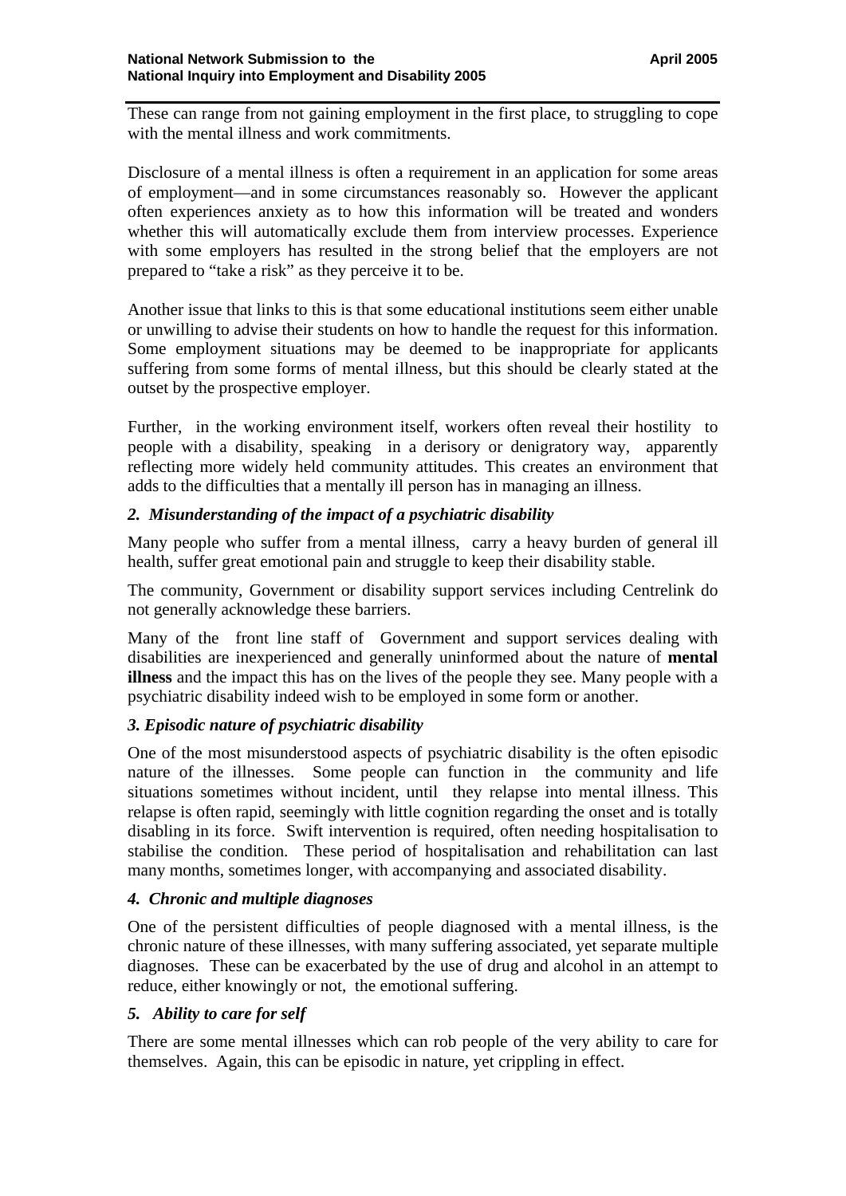These can range from not gaining employment in the first place, to struggling to cope with the mental illness and work commitments.

Disclosure of a mental illness is often a requirement in an application for some areas of employment—and in some circumstances reasonably so. However the applicant often experiences anxiety as to how this information will be treated and wonders whether this will automatically exclude them from interview processes. Experience with some employers has resulted in the strong belief that the employers are not prepared to "take a risk" as they perceive it to be.

Another issue that links to this is that some educational institutions seem either unable or unwilling to advise their students on how to handle the request for this information. Some employment situations may be deemed to be inappropriate for applicants suffering from some forms of mental illness, but this should be clearly stated at the outset by the prospective employer.

Further, in the working environment itself, workers often reveal their hostility to people with a disability, speaking in a derisory or denigratory way, apparently reflecting more widely held community attitudes. This creates an environment that adds to the difficulties that a mentally ill person has in managing an illness.

### *2. Misunderstanding of the impact of a psychiatric disability*

Many people who suffer from a mental illness, carry a heavy burden of general ill health, suffer great emotional pain and struggle to keep their disability stable.

The community, Government or disability support services including Centrelink do not generally acknowledge these barriers.

Many of the front line staff of Government and support services dealing with disabilities are inexperienced and generally uninformed about the nature of **mental illness** and the impact this has on the lives of the people they see. Many people with a psychiatric disability indeed wish to be employed in some form or another.

### *3. Episodic nature of psychiatric disability*

One of the most misunderstood aspects of psychiatric disability is the often episodic nature of the illnesses. Some people can function in the community and life situations sometimes without incident, until they relapse into mental illness. This relapse is often rapid, seemingly with little cognition regarding the onset and is totally disabling in its force. Swift intervention is required, often needing hospitalisation to stabilise the condition. These period of hospitalisation and rehabilitation can last many months, sometimes longer, with accompanying and associated disability.

### *4. Chronic and multiple diagnoses*

One of the persistent difficulties of people diagnosed with a mental illness, is the chronic nature of these illnesses, with many suffering associated, yet separate multiple diagnoses. These can be exacerbated by the use of drug and alcohol in an attempt to reduce, either knowingly or not, the emotional suffering.

### *5. Ability to care for self*

There are some mental illnesses which can rob people of the very ability to care for themselves. Again, this can be episodic in nature, yet crippling in effect.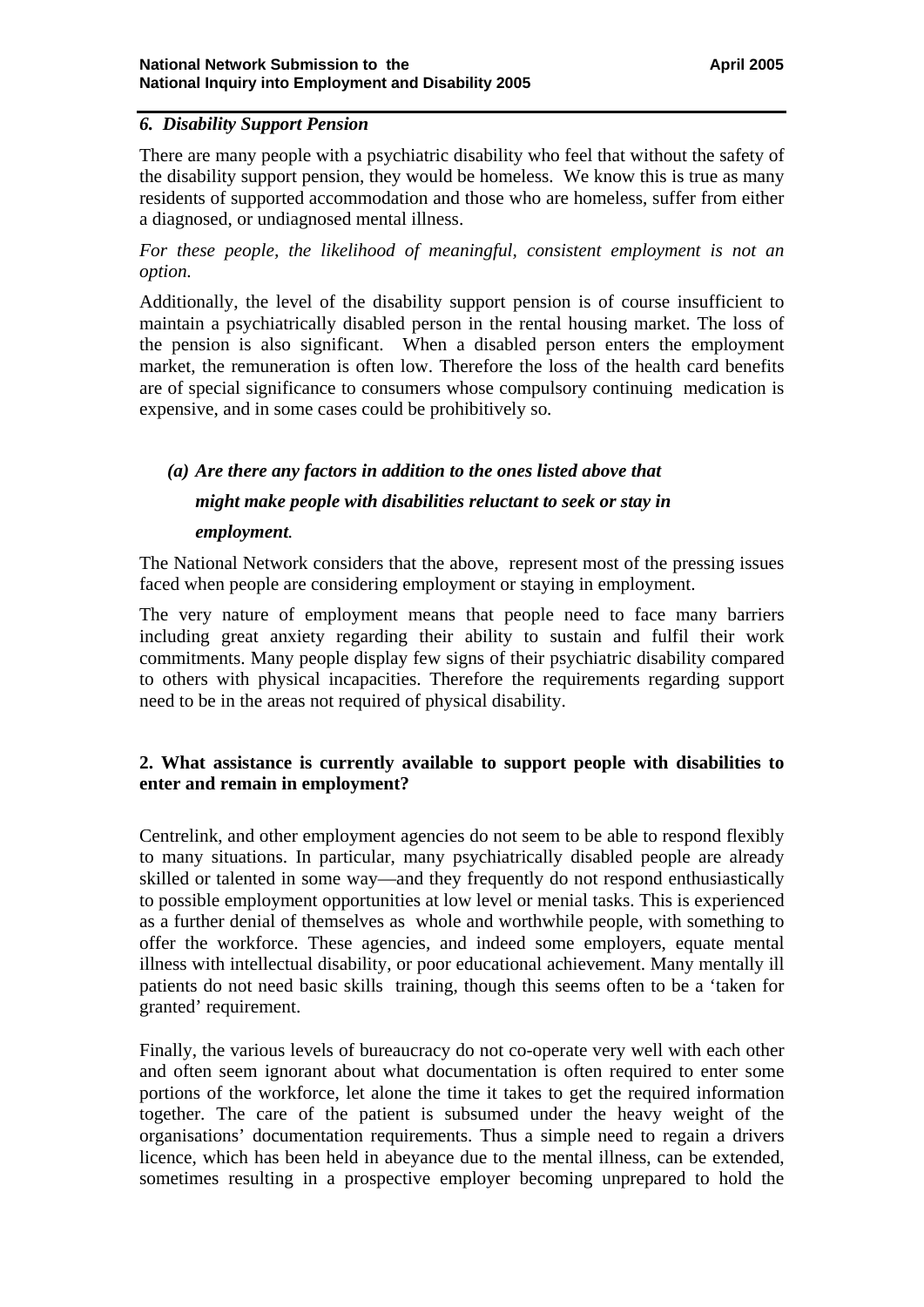### *6. Disability Support Pension*

There are many people with a psychiatric disability who feel that without the safety of the disability support pension, they would be homeless. We know this is true as many residents of supported accommodation and those who are homeless, suffer from either a diagnosed, or undiagnosed mental illness.

*For these people, the likelihood of meaningful, consistent employment is not an option.*

Additionally, the level of the disability support pension is of course insufficient to maintain a psychiatrically disabled person in the rental housing market. The loss of the pension is also significant. When a disabled person enters the employment market, the remuneration is often low. Therefore the loss of the health card benefits are of special significance to consumers whose compulsory continuing medication is expensive, and in some cases could be prohibitively so.

***(a) Are there any factors in addition to the ones listed above that might make people with disabilities reluctant to seek or stay in employment.***

The National Network considers that the above, represent most of the pressing issues faced when people are considering employment or staying in employment.

The very nature of employment means that people need to face many barriers including great anxiety regarding their ability to sustain and fulfil their work commitments. Many people display few signs of their psychiatric disability compared to others with physical incapacities. Therefore the requirements regarding support need to be in the areas not required of physical disability.

**2. What assistance is currently available to support people with disabilities to enter and remain in employment?**

Centrelink, and other employment agencies do not seem to be able to respond flexibly to many situations. In particular, many psychiatrically disabled people are already skilled or talented in some way—and they frequently do not respond enthusiastically to possible employment opportunities at low level or menial tasks. This is experienced as a further denial of themselves as whole and worthwhile people, with something to offer the workforce. These agencies, and indeed some employers, equate mental illness with intellectual disability, or poor educational achievement. Many mentally ill patients do not need basic skills training, though this seems often to be a 'taken for granted' requirement.

Finally, the various levels of bureaucracy do not co-operate very well with each other and often seem ignorant about what documentation is often required to enter some portions of the workforce, let alone the time it takes to get the required information together. The care of the patient is subsumed under the heavy weight of the organisations' documentation requirements. Thus a simple need to regain a drivers licence, which has been held in abeyance due to the mental illness, can be extended, sometimes resulting in a prospective employer becoming unprepared to hold the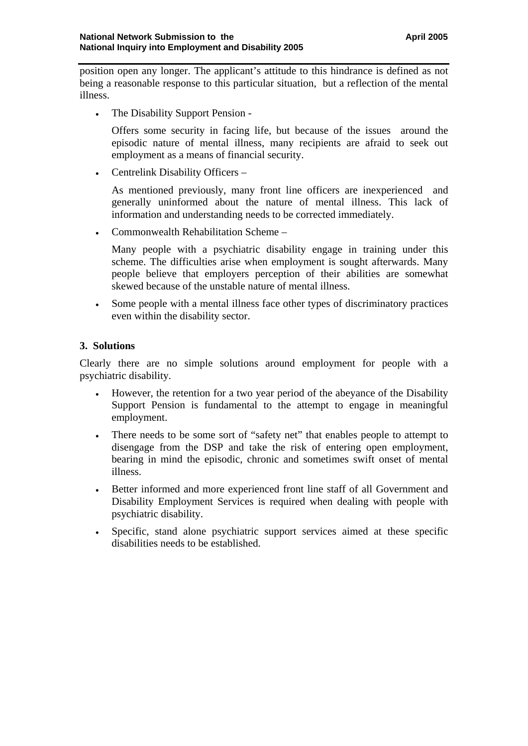position open any longer. The applicant's attitude to this hindrance is defined as not being a reasonable response to this particular situation, but a reflection of the mental illness.

- The Disability Support Pension -

  Offers some security in facing life, but because of the issues around the episodic nature of mental illness, many recipients are afraid to seek out employment as a means of financial security.

- Centrelink Disability Officers –

  As mentioned previously, many front line officers are inexperienced and generally uninformed about the nature of mental illness. This lack of information and understanding needs to be corrected immediately.

- Commonwealth Rehabilitation Scheme –

  Many people with a psychiatric disability engage in training under this scheme. The difficulties arise when employment is sought afterwards. Many people believe that employers perception of their abilities are somewhat skewed because of the unstable nature of mental illness.

- Some people with a mental illness face other types of discriminatory practices even within the disability sector.

## 3. Solutions

Clearly there are no simple solutions around employment for people with a psychiatric disability.

- However, the retention for a two year period of the abeyance of the Disability Support Pension is fundamental to the attempt to engage in meaningful employment.
- There needs to be some sort of "safety net" that enables people to attempt to disengage from the DSP and take the risk of entering open employment, bearing in mind the episodic, chronic and sometimes swift onset of mental illness.
- Better informed and more experienced front line staff of all Government and Disability Employment Services is required when dealing with people with psychiatric disability.
- Specific, stand alone psychiatric support services aimed at these specific disabilities needs to be established.